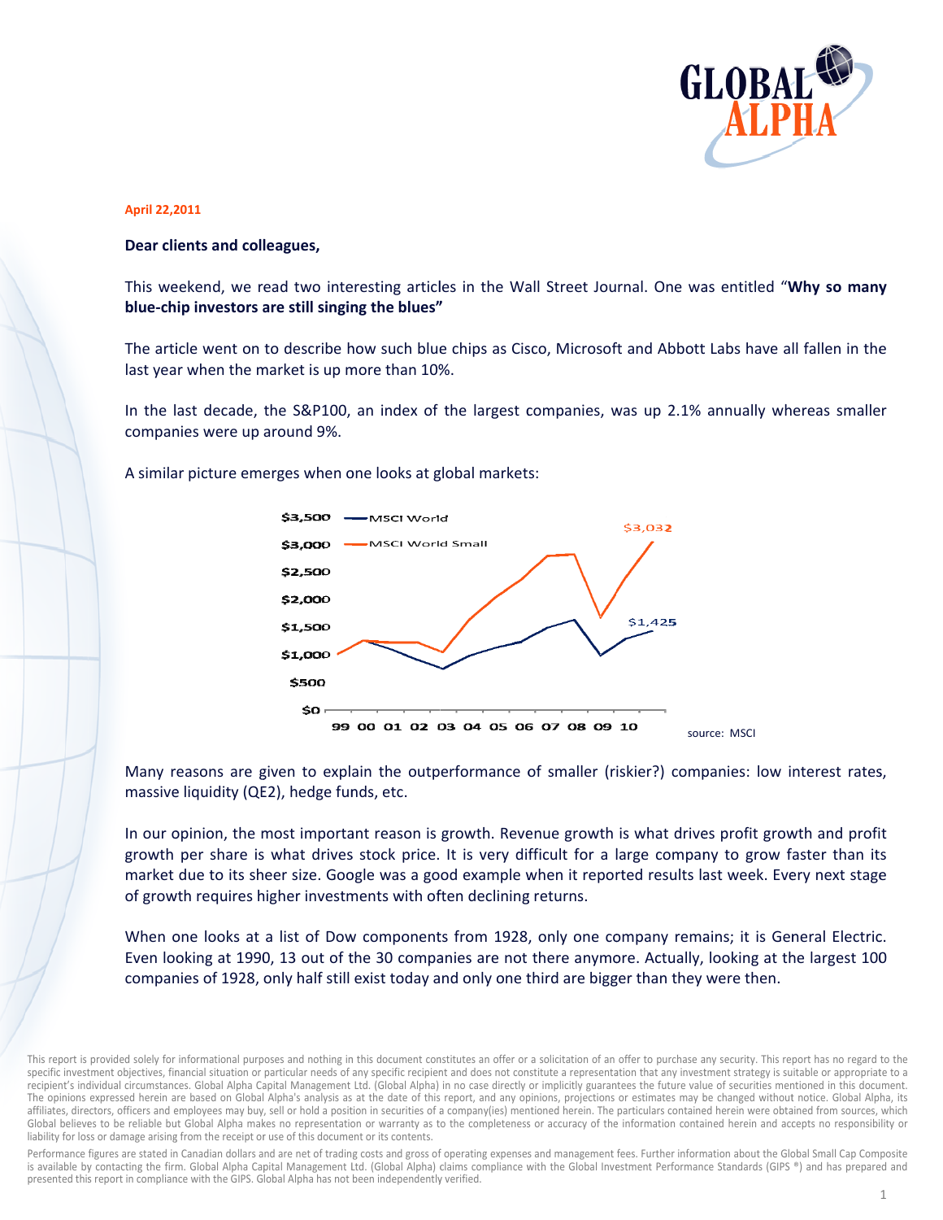**April 22,2011**

**Dear clients and colleagues,**

This weekend, we read two interesting articles in the Wall Street Journal. One was entitled "**Why so many blue-chip investors are still singing the blues"**

The article went on to describe how such blue chips as Cisco, Microsoft and Abbott Labs have all fallen in the last year when the market is up more than 10%.

In the last decade, the S&P100, an index of the largest companies, was up 2.1% annually whereas smaller companies were up around 9%.

A similar picture emerges when one looks at global markets:

source: MSCI

Many reasons are given to explain the outperformance of smaller (riskier?) companies: low interest rates, massive liquidity (QE2), hedge funds, etc.

In our opinion, the most important reason is growth. Revenue growth is what drives profit growth and profit growth per share is what drives stock price. It is very difficult for a large company to grow faster than its market due to its sheer size. Google was a good example when it reported results last week. Every next stage of growth requires higher investments with often declining returns.

When one looks at a list of Dow components from 1928, only one company remains; it is General Electric. Even looking at 1990, 13 out of the 30 companies are not there anymore. Actually, looking at the largest 100 companies of 1928, only half still exist today and only one third are bigger than they were then.

This report is provided solely for informational purposes and nothing in this document constitutes an offer or a solicitation of an offer to purchase any security. This report has no regard to the specific investment objectives, financial situation or particular needs of any specific recipient and does not constitute a representation that any investment strategy is suitable or appropriate to a recipient's individual circumstances. Global Alpha Capital Management Ltd. (Global Alpha) in no case directly or implicitly guarantees the future value of securities mentioned in this document. The opinions expressed herein are based on Global Alpha's analysis as at the date of this report, and any opinions, projections or estimates may be changed without notice. Global Alpha, its affiliates, directors, officers and employees may buy, sell or hold a position in securities of a company(ies) mentioned herein. The particulars contained herein were obtained from sources, which Global believes to be reliable but Global Alpha makes no representation or warranty as to the completeness or accuracy of the information contained herein and accepts no responsibility or liability for loss or damage arising from the receipt or use of this document or its contents.

Performance figures are stated in Canadian dollars and are net of trading costs and gross of operating expenses and management fees. Further information about the Global Small Cap Composite is available by contacting the firm. Global Alpha Capital Management Ltd. (Global Alpha) claims compliance with the Global Investment Performance Standards (GIPS ®) and has prepared and presented this report in compliance with the GIPS. Global Alpha has not been independently verified.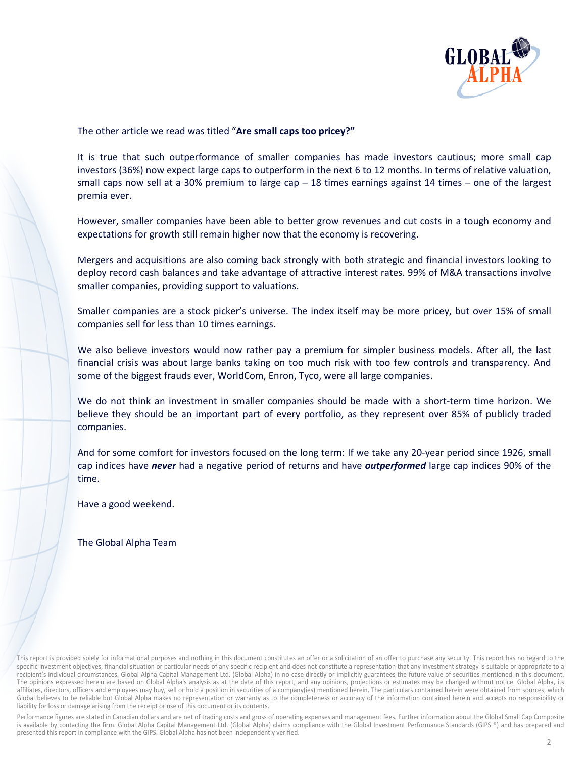The other article we read was titled "**Are small caps too pricey?"**

It is true that such outperformance of smaller companies has made investors cautious; more small cap investors (36%) now expect large caps to outperform in the next 6 to 12 months. In terms of relative valuation, small caps now sell at a 30% premium to large cap – 18 times earnings against 14 times – one of the largest premia ever.

However, smaller companies have been able to better grow revenues and cut costs in a tough economy and expectations for growth still remain higher now that the economy is recovering.

Mergers and acquisitions are also coming back strongly with both strategic and financial investors looking to deploy record cash balances and take advantage of attractive interest rates. 99% of M&A transactions involve smaller companies, providing support to valuations.

Smaller companies are a stock picker's universe. The index itself may be more pricey, but over 15% of small companies sell for less than 10 times earnings.

We also believe investors would now rather pay a premium for simpler business models. After all, the last financial crisis was about large banks taking on too much risk with too few controls and transparency. And some of the biggest frauds ever, WorldCom, Enron, Tyco, were all large companies.

We do not think an investment in smaller companies should be made with a short-term time horizon. We believe they should be an important part of every portfolio, as they represent over 85% of publicly traded companies.

And for some comfort for investors focused on the long term: If we take any 20-year period since 1926, small cap indices have ***never*** had a negative period of returns and have ***outperformed*** large cap indices 90% of the time.

Have a good weekend.

The Global Alpha Team

This report is provided solely for informational purposes and nothing in this document constitutes an offer or a solicitation of an offer to purchase any security. This report has no regard to the specific investment objectives, financial situation or particular needs of any specific recipient and does not constitute a representation that any investment strategy is suitable or appropriate to a recipient's individual circumstances. Global Alpha Capital Management Ltd. (Global Alpha) in no case directly or implicitly guarantees the future value of securities mentioned in this document. The opinions expressed herein are based on Global Alpha's analysis as at the date of this report, and any opinions, projections or estimates may be changed without notice. Global Alpha, its affiliates, directors, officers and employees may buy, sell or hold a position in securities of a company(ies) mentioned herein. The particulars contained herein were obtained from sources, which Global believes to be reliable but Global Alpha makes no representation or warranty as to the completeness or accuracy of the information contained herein and accepts no responsibility or liability for loss or damage arising from the receipt or use of this document or its contents.

Performance figures are stated in Canadian dollars and are net of trading costs and gross of operating expenses and management fees. Further information about the Global Small Cap Composite is available by contacting the firm. Global Alpha Capital Management Ltd. (Global Alpha) claims compliance with the Global Investment Performance Standards (GIPS ®) and has prepared and presented this report in compliance with the GIPS. Global Alpha has not been independently verified.